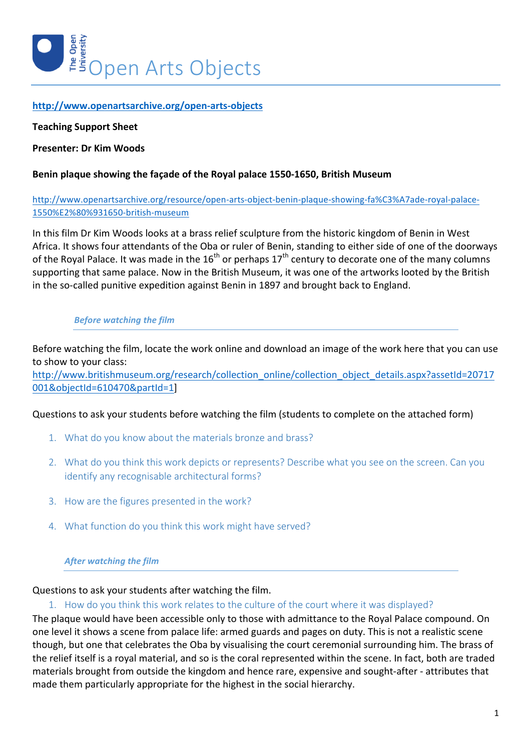# Open Arts Objects

http://www.openartsarchive.org/open-arts-objects

**Teaching Support Sheet**

**Presenter: Dr Kim Woods**

**Benin plaque showing the façade of the Royal palace 1550-1650, British Museum**

http://www.openartsarchive.org/resource/open-arts-object-benin-plaque-showing-fa%C3%A7ade-royal-palace-1550%E2%80%931650-british-museum

In this film Dr Kim Woods looks at a brass relief sculpture from the historic kingdom of Benin in West Africa. It shows four attendants of the Oba or ruler of Benin, standing to either side of one of the doorways of the Royal Palace. It was made in the 16th or perhaps 17th century to decorate one of the many columns supporting that same palace. Now in the British Museum, it was one of the artworks looted by the British in the so-called punitive expedition against Benin in 1897 and brought back to England.

### *Before watching the film*

Before watching the film, locate the work online and download an image of the work here that you can use to show to your class:
http://www.britishmuseum.org/research/collection_online/collection_object_details.aspx?assetId=20717001&objectId=610470&partId=1]

Questions to ask your students before watching the film (students to complete on the attached form)

1. What do you know about the materials bronze and brass?
2. What do you think this work depicts or represents? Describe what you see on the screen. Can you identify any recognisable architectural forms?
3. How are the figures presented in the work?
4. What function do you think this work might have served?

### *After watching the film*

Questions to ask your students after watching the film.

1. How do you think this work relates to the culture of the court where it was displayed?

The plaque would have been accessible only to those with admittance to the Royal Palace compound. On one level it shows a scene from palace life: armed guards and pages on duty. This is not a realistic scene though, but one that celebrates the Oba by visualising the court ceremonial surrounding him. The brass of the relief itself is a royal material, and so is the coral represented within the scene. In fact, both are traded materials brought from outside the kingdom and hence rare, expensive and sought-after - attributes that made them particularly appropriate for the highest in the social hierarchy.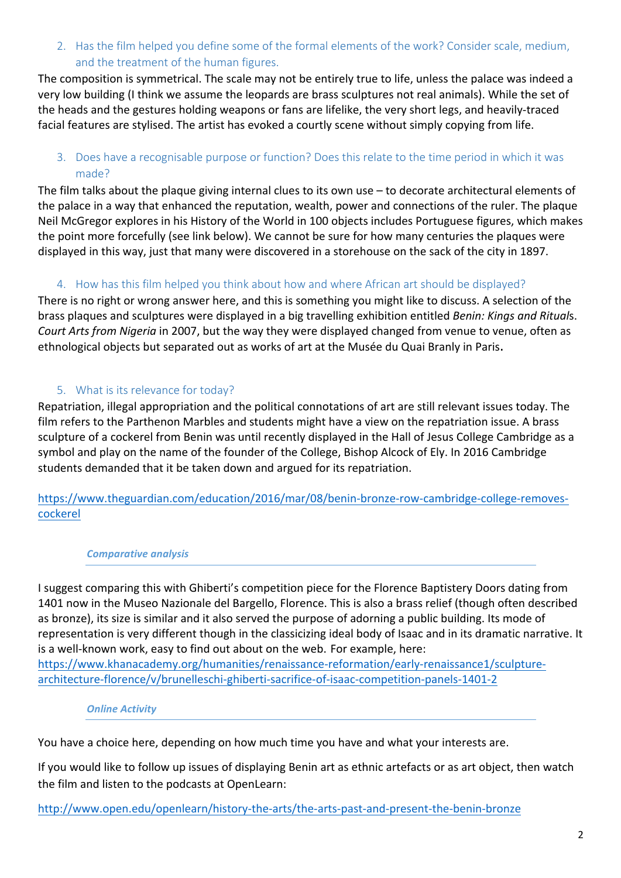2. Has the film helped you define some of the formal elements of the work? Consider scale, medium, and the treatment of the human figures.

The composition is symmetrical. The scale may not be entirely true to life, unless the palace was indeed a very low building (I think we assume the leopards are brass sculptures not real animals). While the set of the heads and the gestures holding weapons or fans are lifelike, the very short legs, and heavily-traced facial features are stylised. The artist has evoked a courtly scene without simply copying from life.

3. Does have a recognisable purpose or function? Does this relate to the time period in which it was made?

The film talks about the plaque giving internal clues to its own use – to decorate architectural elements of the palace in a way that enhanced the reputation, wealth, power and connections of the ruler. The plaque Neil McGregor explores in his History of the World in 100 objects includes Portuguese figures, which makes the point more forcefully (see link below). We cannot be sure for how many centuries the plaques were displayed in this way, just that many were discovered in a storehouse on the sack of the city in 1897.

4. How has this film helped you think about how and where African art should be displayed?

There is no right or wrong answer here, and this is something you might like to discuss. A selection of the brass plaques and sculptures were displayed in a big travelling exhibition entitled *Benin: Kings and Rituals. Court Arts from Nigeria* in 2007, but the way they were displayed changed from venue to venue, often as ethnological objects but separated out as works of art at the Musée du Quai Branly in Paris**.**

5. What is its relevance for today?

Repatriation, illegal appropriation and the political connotations of art are still relevant issues today. The film refers to the Parthenon Marbles and students might have a view on the repatriation issue. A brass sculpture of a cockerel from Benin was until recently displayed in the Hall of Jesus College Cambridge as a symbol and play on the name of the founder of the College, Bishop Alcock of Ely. In 2016 Cambridge students demanded that it be taken down and argued for its repatriation.

https://www.theguardian.com/education/2016/mar/08/benin-bronze-row-cambridge-college-removes-cockerel

### *Comparative analysis*

I suggest comparing this with Ghiberti's competition piece for the Florence Baptistery Doors dating from 1401 now in the Museo Nazionale del Bargello, Florence. This is also a brass relief (though often described as bronze), its size is similar and it also served the purpose of adorning a public building. Its mode of representation is very different though in the classicizing ideal body of Isaac and in its dramatic narrative. It is a well-known work, easy to find out about on the web. For example, here: https://www.khanacademy.org/humanities/renaissance-reformation/early-renaissance1/sculpture-architecture-florence/v/brunelleschi-ghiberti-sacrifice-of-isaac-competition-panels-1401-2

### *Online Activity*

You have a choice here, depending on how much time you have and what your interests are.

If you would like to follow up issues of displaying Benin art as ethnic artefacts or as art object, then watch the film and listen to the podcasts at OpenLearn:

http://www.open.edu/openlearn/history-the-arts/the-arts-past-and-present-the-benin-bronze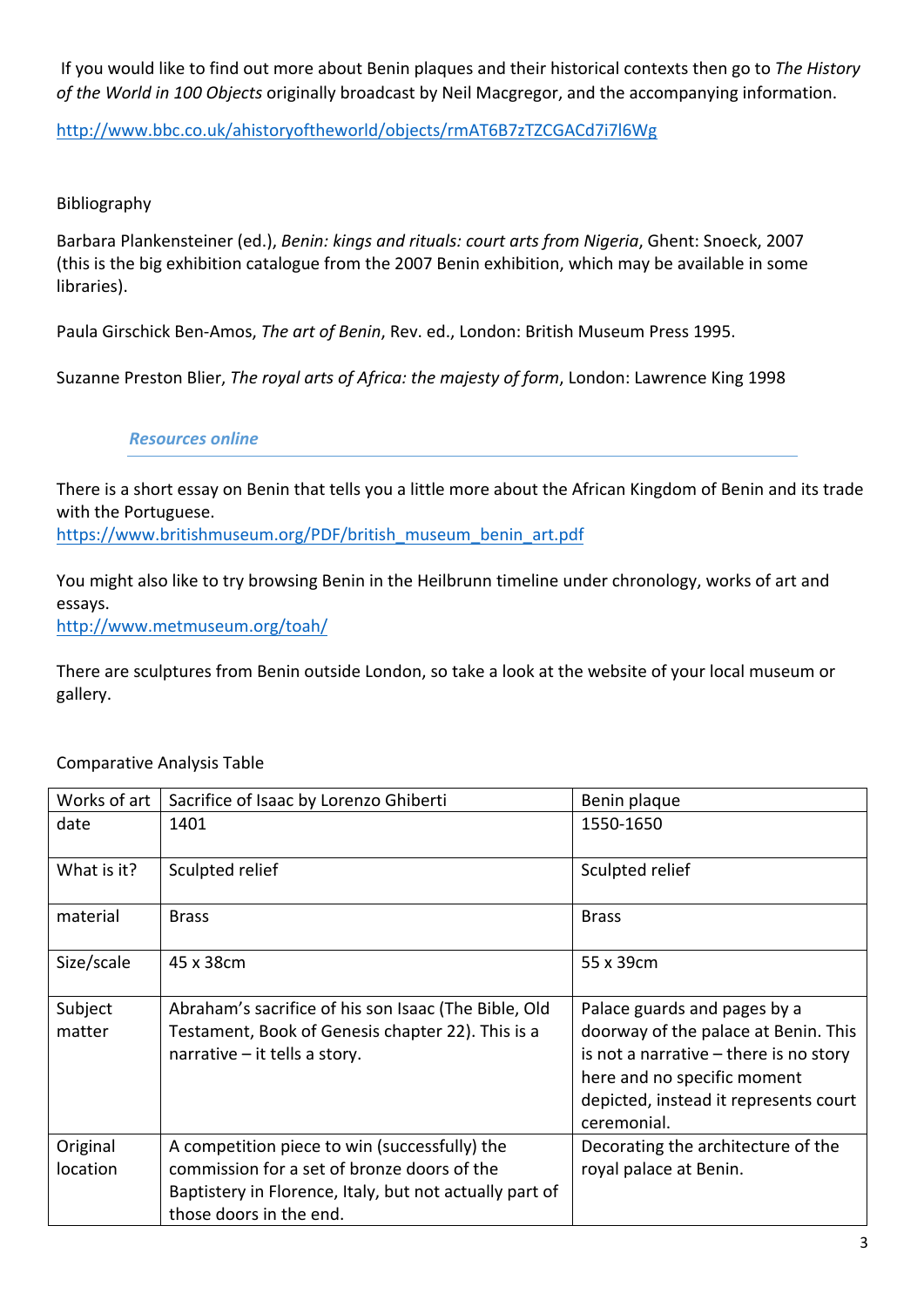If you would like to find out more about Benin plaques and their historical contexts then go to *The History of the World in 100 Objects* originally broadcast by Neil Macgregor, and the accompanying information.

http://www.bbc.co.uk/ahistoryoftheworld/objects/rmAT6B7zTZCGACd7i7l6Wg

Bibliography

Barbara Plankensteiner (ed.), *Benin: kings and rituals: court arts from Nigeria*, Ghent: Snoeck, 2007 (this is the big exhibition catalogue from the 2007 Benin exhibition, which may be available in some libraries).

Paula Girschick Ben-Amos, *The art of Benin*, Rev. ed., London: British Museum Press 1995.

Suzanne Preston Blier, *The royal arts of Africa: the majesty of form*, London: Lawrence King 1998

### *Resources online*

There is a short essay on Benin that tells you a little more about the African Kingdom of Benin and its trade with the Portuguese.
https://www.britishmuseum.org/PDF/british_museum_benin_art.pdf

You might also like to try browsing Benin in the Heilbrunn timeline under chronology, works of art and essays.
http://www.metmuseum.org/toah/

There are sculptures from Benin outside London, so take a look at the website of your local museum or gallery.

Comparative Analysis Table

| Works of art | Sacrifice of Isaac by Lorenzo Ghiberti | Benin plaque |
|---|---|---|
| date | 1401 | 1550-1650 |
| What is it? | Sculpted relief | Sculpted relief |
| material | Brass | Brass |
| Size/scale | 45 x 38cm | 55 x 39cm |
| Subject matter | Abraham's sacrifice of his son Isaac (The Bible, Old Testament, Book of Genesis chapter 22). This is a narrative – it tells a story. | Palace guards and pages by a doorway of the palace at Benin. This is not a narrative – there is no story here and no specific moment depicted, instead it represents court ceremonial. |
| Original location | A competition piece to win (successfully) the commission for a set of bronze doors of the Baptistery in Florence, Italy, but not actually part of those doors in the end. | Decorating the architecture of the royal palace at Benin. |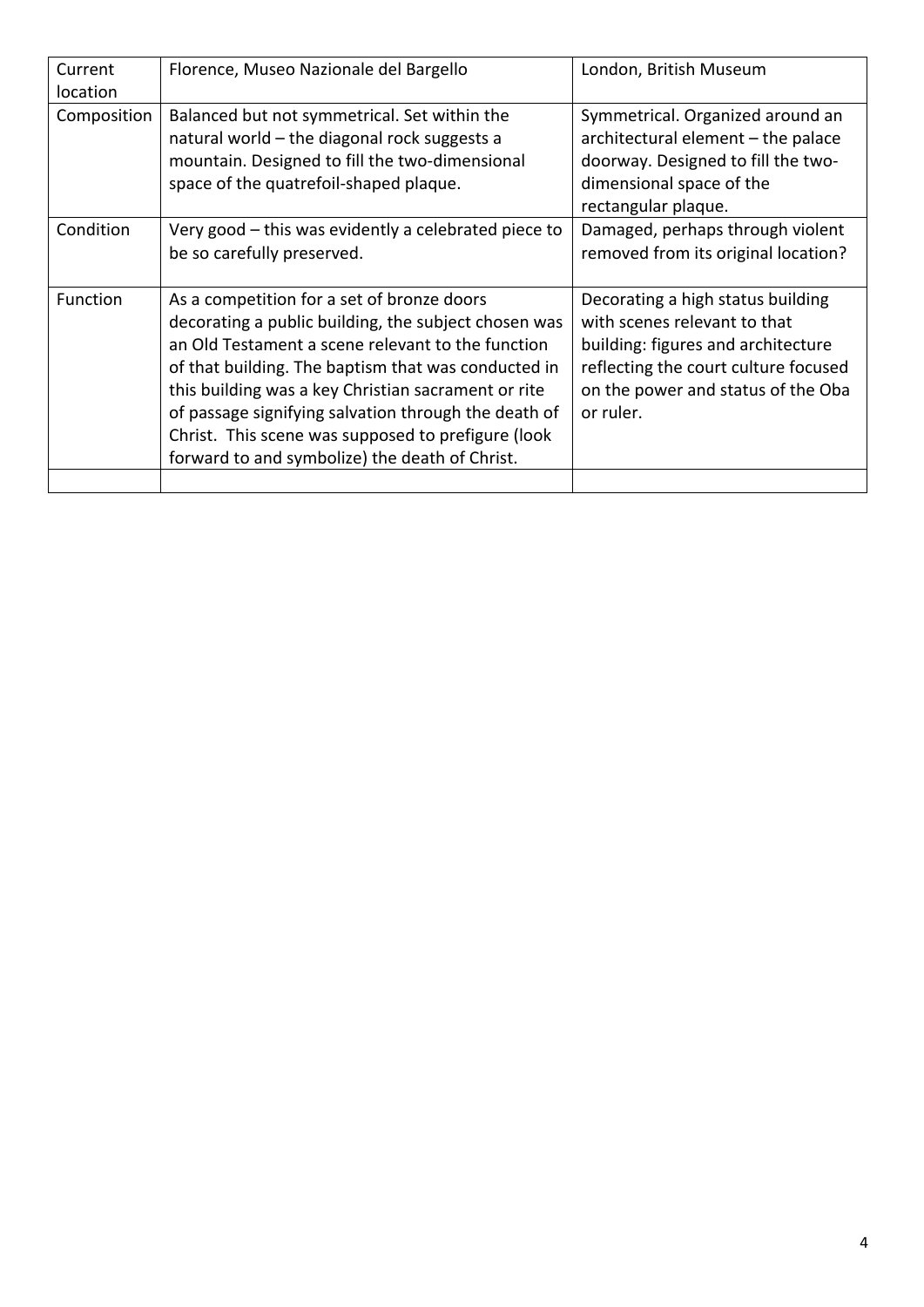| | | |
|---|---|---|
| Current location | Florence, Museo Nazionale del Bargello | London, British Museum |
| Composition | Balanced but not symmetrical. Set within the natural world – the diagonal rock suggests a mountain. Designed to fill the two-dimensional space of the quatrefoil-shaped plaque. | Symmetrical. Organized around an architectural element – the palace doorway. Designed to fill the two-dimensional space of the rectangular plaque. |
| Condition | Very good – this was evidently a celebrated piece to be so carefully preserved. | Damaged, perhaps through violent removed from its original location? |
| Function | As a competition for a set of bronze doors decorating a public building, the subject chosen was an Old Testament a scene relevant to the function of that building. The baptism that was conducted in this building was a key Christian sacrament or rite of passage signifying salvation through the death of Christ. This scene was supposed to prefigure (look forward to and symbolize) the death of Christ. | Decorating a high status building with scenes relevant to that building: figures and architecture reflecting the court culture focused on the power and status of the Oba or ruler. |
| | | |